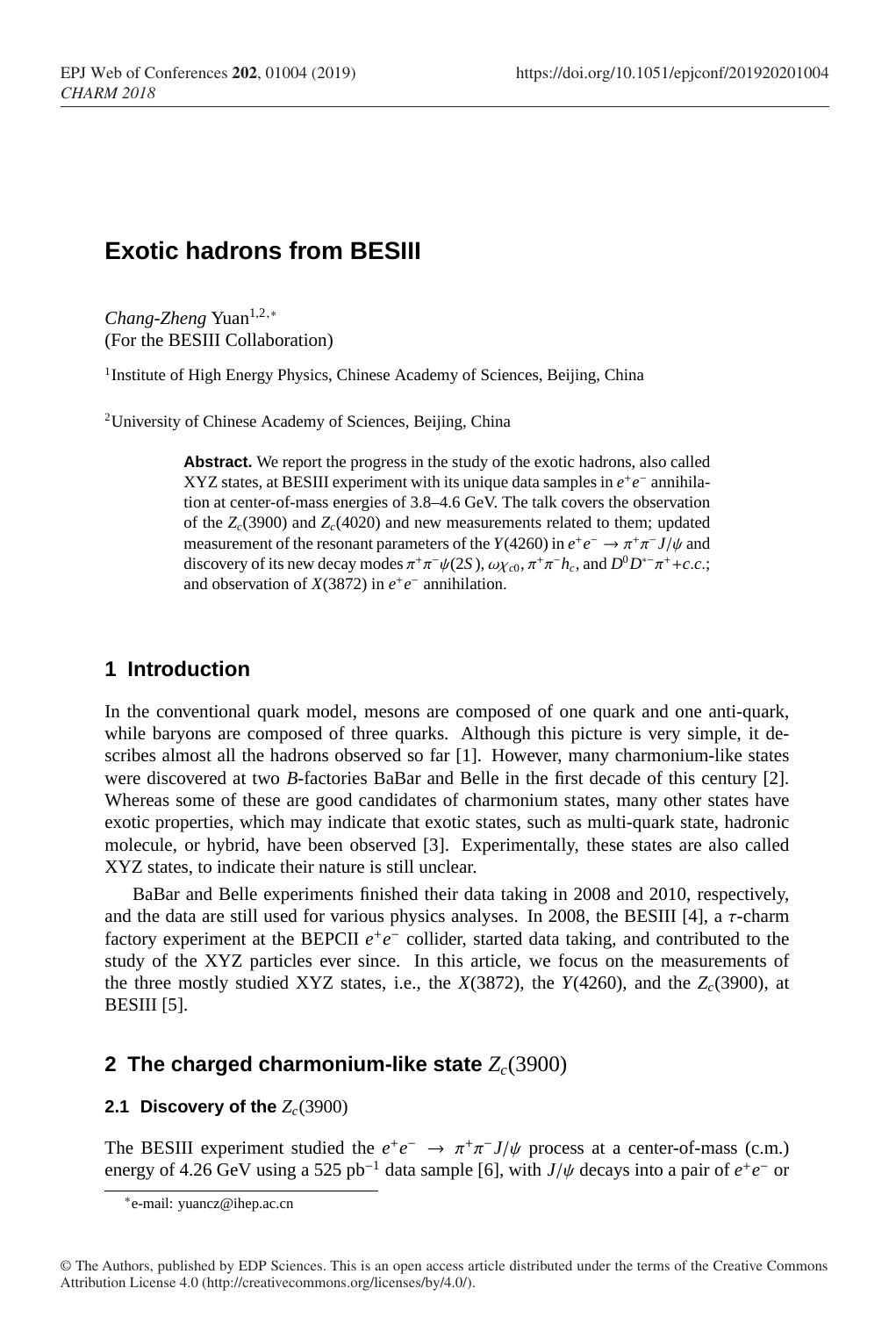# Exotic hadrons from BESIII

*Chang-Zheng* Yuan[1,2,*]
(For the BESIII Collaboration)

[1]Institute of High Energy Physics, Chinese Academy of Sciences, Beijing, China

[2]University of Chinese Academy of Sciences, Beijing, China

**Abstract.** We report the progress in the study of the exotic hadrons, also called XYZ states, at BESIII experiment with its unique data samples in $e^+e^-$ annihilation at center-of-mass energies of 3.8–4.6 GeV. The talk covers the observation of the $Z_c(3900)$ and $Z_c(4020)$ and new measurements related to them; updated measurement of the resonant parameters of the $Y(4260)$ in $e^+e^- \to \pi^+\pi^- J/\psi$ and discovery of its new decay modes $\pi^+\pi^-\psi(2S)$, $\omega\chi_{c0}$, $\pi^+\pi^- h_c$, and $D^0 D^{*-}\pi^+ + c.c.$; and observation of $X(3872)$ in $e^+e^-$ annihilation.

## 1 Introduction

In the conventional quark model, mesons are composed of one quark and one anti-quark, while baryons are composed of three quarks. Although this picture is very simple, it describes almost all the hadrons observed so far [1]. However, many charmonium-like states were discovered at two *B*-factories BaBar and Belle in the first decade of this century [2]. Whereas some of these are good candidates of charmonium states, many other states have exotic properties, which may indicate that exotic states, such as multi-quark state, hadronic molecule, or hybrid, have been observed [3]. Experimentally, these states are also called XYZ states, to indicate their nature is still unclear.

BaBar and Belle experiments finished their data taking in 2008 and 2010, respectively, and the data are still used for various physics analyses. In 2008, the BESIII [4], a $\tau$-charm factory experiment at the BEPCII $e^+e^-$ collider, started data taking, and contributed to the study of the XYZ particles ever since. In this article, we focus on the measurements of the three mostly studied XYZ states, i.e., the $X(3872)$, the $Y(4260)$, and the $Z_c(3900)$, at BESIII [5].

## 2 The charged charmonium-like state $Z_c(3900)$

### 2.1 Discovery of the $Z_c(3900)$

The BESIII experiment studied the $e^+e^- \to \pi^+\pi^- J/\psi$ process at a center-of-mass (c.m.) energy of 4.26 GeV using a 525 pb$^{-1}$ data sample [6], with $J/\psi$ decays into a pair of $e^+e^-$ or

*e-mail: yuancz@ihep.ac.cn

© The Authors, published by EDP Sciences. This is an open access article distributed under the terms of the Creative Commons Attribution License 4.0 (http://creativecommons.org/licenses/by/4.0/).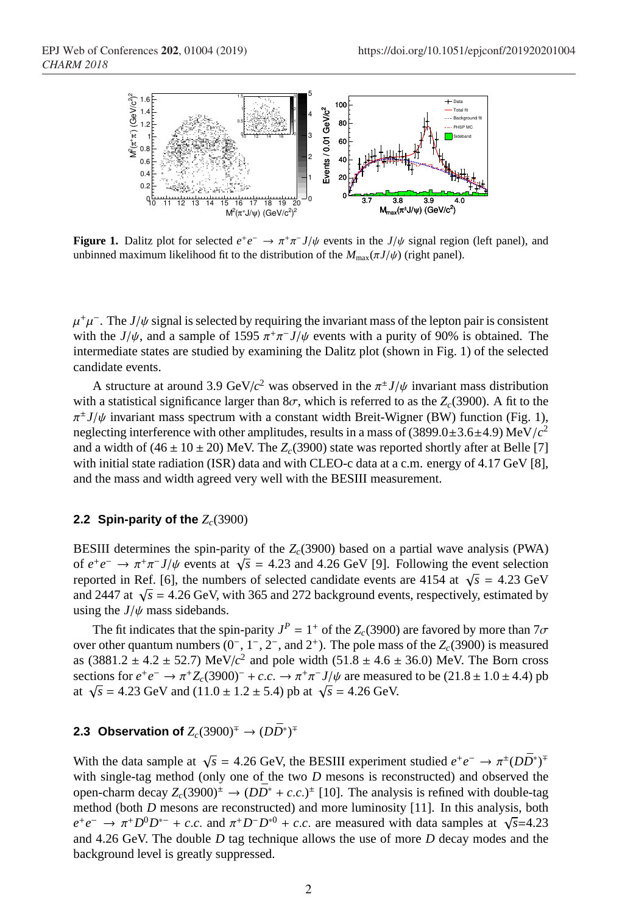**Figure 1.** Dalitz plot for selected $e^+e^- \to \pi^+\pi^- J/\psi$ events in the $J/\psi$ signal region (left panel), and unbinned maximum likelihood fit to the distribution of the $M_{\max}(\pi J/\psi)$ (right panel).

$\mu^+\mu^-$. The $J/\psi$ signal is selected by requiring the invariant mass of the lepton pair is consistent with the $J/\psi$, and a sample of 1595 $\pi^+\pi^- J/\psi$ events with a purity of 90% is obtained. The intermediate states are studied by examining the Dalitz plot (shown in Fig. 1) of the selected candidate events.

A structure at around 3.9 GeV/$c^2$ was observed in the $\pi^\pm J/\psi$ invariant mass distribution with a statistical significance larger than $8\sigma$, which is referred to as the $Z_c(3900)$. A fit to the $\pi^\pm J/\psi$ invariant mass spectrum with a constant width Breit-Wigner (BW) function (Fig. 1), neglecting interference with other amplitudes, results in a mass of $(3899.0 \pm 3.6 \pm 4.9)$ MeV/$c^2$ and a width of $(46 \pm 10 \pm 20)$ MeV. The $Z_c(3900)$ state was reported shortly after at Belle [7] with initial state radiation (ISR) data and with CLEO-c data at a c.m. energy of 4.17 GeV [8], and the mass and width agreed very well with the BESIII measurement.

### 2.2 Spin-parity of the $Z_c(3900)$

BESIII determines the spin-parity of the $Z_c(3900)$ based on a partial wave analysis (PWA) of $e^+e^- \to \pi^+\pi^- J/\psi$ events at $\sqrt{s} = 4.23$ and 4.26 GeV [9]. Following the event selection reported in Ref. [6], the numbers of selected candidate events are 4154 at $\sqrt{s} = 4.23$ GeV and 2447 at $\sqrt{s} = 4.26$ GeV, with 365 and 272 background events, respectively, estimated by using the $J/\psi$ mass sidebands.

The fit indicates that the spin-parity $J^P = 1^+$ of the $Z_c(3900)$ are favored by more than $7\sigma$ over other quantum numbers ($0^-$, $1^-$, $2^-$, and $2^+$). The pole mass of the $Z_c(3900)$ is measured as $(3881.2 \pm 4.2 \pm 52.7)$ MeV/$c^2$ and pole width $(51.8 \pm 4.6 \pm 36.0)$ MeV. The Born cross sections for $e^+e^- \to \pi^+ Z_c(3900)^- + c.c. \to \pi^+\pi^- J/\psi$ are measured to be $(21.8 \pm 1.0 \pm 4.4)$ pb at $\sqrt{s} = 4.23$ GeV and $(11.0 \pm 1.2 \pm 5.4)$ pb at $\sqrt{s} = 4.26$ GeV.

### 2.3 Observation of $Z_c(3900)^\mp \to (D\bar{D}^*)^\mp$

With the data sample at $\sqrt{s} = 4.26$ GeV, the BESIII experiment studied $e^+e^- \to \pi^\pm (D\bar{D}^*)^\mp$ with single-tag method (only one of the two $D$ mesons is reconstructed) and observed the open-charm decay $Z_c(3900)^\pm \to (D\bar{D}^* + c.c.)^\pm$ [10]. The analysis is refined with double-tag method (both $D$ mesons are reconstructed) and more luminosity [11]. In this analysis, both $e^+e^- \to \pi^+ D^0 D^{*-} + c.c.$ and $\pi^+ D^- D^{*0} + c.c.$ are measured with data samples at $\sqrt{s}$=4.23 and 4.26 GeV. The double $D$ tag technique allows the use of more $D$ decay modes and the background level is greatly suppressed.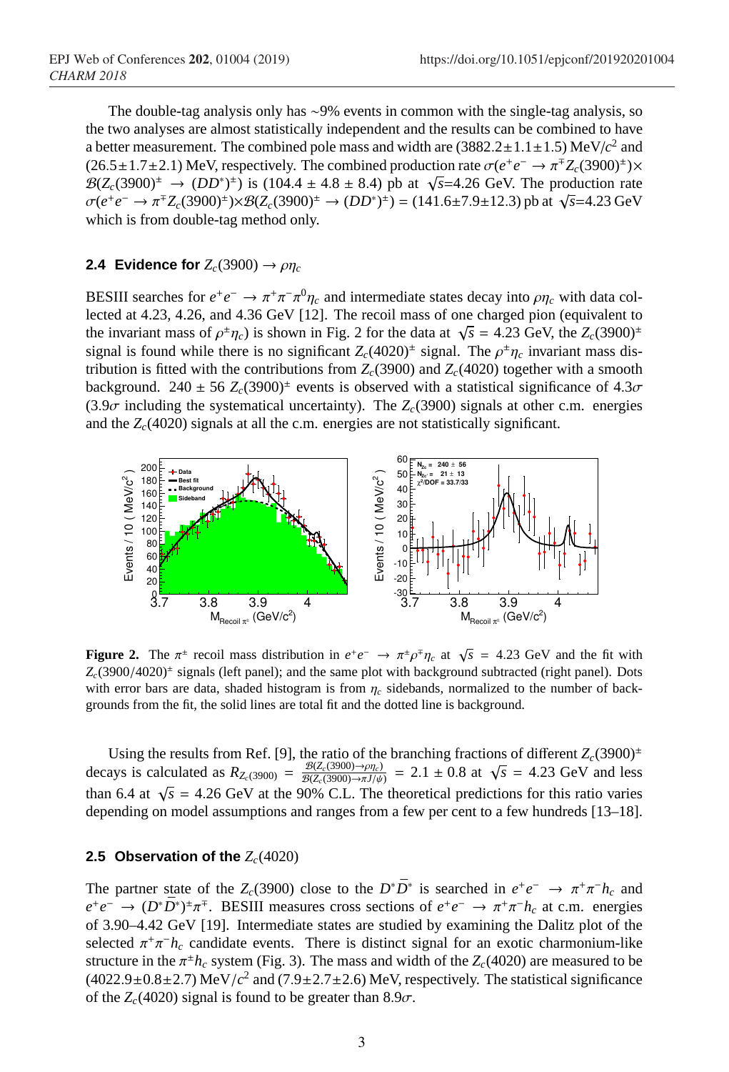The double-tag analysis only has ∼9% events in common with the single-tag analysis, so the two analyses are almost statistically independent and the results can be combined to have a better measurement. The combined pole mass and width are $(3882.2 \pm 1.1 \pm 1.5)$ MeV/$c^2$ and $(26.5 \pm 1.7 \pm 2.1)$ MeV, respectively. The combined production rate $\sigma(e^+e^- \to \pi^\mp Z_c(3900)^\pm) \times \mathcal{B}(Z_c(3900)^\pm \to (D\bar{D}^*)^\pm)$ is $(104.4 \pm 4.8 \pm 8.4)$ pb at $\sqrt{s}$=4.26 GeV. The production rate $\sigma(e^+e^- \to \pi^\mp Z_c(3900)^\pm) \times \mathcal{B}(Z_c(3900)^\pm \to (D\bar{D}^*)^\pm) = (141.6 \pm 7.9 \pm 12.3)$ pb at $\sqrt{s}$=4.23 GeV which is from double-tag method only.

### 2.4 Evidence for $Z_c(3900) \to \rho\eta_c$

BESIII searches for $e^+e^- \to \pi^+\pi^-\pi^0\eta_c$ and intermediate states decay into $\rho\eta_c$ with data collected at 4.23, 4.26, and 4.36 GeV [12]. The recoil mass of one charged pion (equivalent to the invariant mass of $\rho^\pm\eta_c$) is shown in Fig. 2 for the data at $\sqrt{s}$ = 4.23 GeV, the $Z_c(3900)^\pm$ signal is found while there is no significant $Z_c(4020)^\pm$ signal. The $\rho^\pm\eta_c$ invariant mass distribution is fitted with the contributions from $Z_c(3900)$ and $Z_c(4020)$ together with a smooth background. $240 \pm 56$ $Z_c(3900)^\pm$ events is observed with a statistical significance of $4.3\sigma$ ($3.9\sigma$ including the systematical uncertainty). The $Z_c(3900)$ signals at other c.m. energies and the $Z_c(4020)$ signals at all the c.m. energies are not statistically significant.

**Figure 2.** The $\pi^\pm$ recoil mass distribution in $e^+e^- \to \pi^\pm\rho^\mp\eta_c$ at $\sqrt{s}$ = 4.23 GeV and the fit with $Z_c(3900/4020)^\pm$ signals (left panel); and the same plot with background subtracted (right panel). Dots with error bars are data, shaded histogram is from $\eta_c$ sidebands, normalized to the number of backgrounds from the fit, the solid lines are total fit and the dotted line is background.

Using the results from Ref. [9], the ratio of the branching fractions of different $Z_c(3900)^\pm$ decays is calculated as $R_{Z_c(3900)} = \frac{\mathcal{B}(Z_c(3900) \to \rho\eta_c)}{\mathcal{B}(Z_c(3900) \to \pi J/\psi)} = 2.1 \pm 0.8$ at $\sqrt{s}$ = 4.23 GeV and less than 6.4 at $\sqrt{s}$ = 4.26 GeV at the 90% C.L. The theoretical predictions for this ratio varies depending on model assumptions and ranges from a few per cent to a few hundreds [13–18].

### 2.5 Observation of the $Z_c(4020)$

The partner state of the $Z_c(3900)$ close to the $D^*\bar{D}^*$ is searched in $e^+e^- \to \pi^+\pi^-h_c$ and $e^+e^- \to (D^*\bar{D}^*)^\pm\pi^\mp$. BESIII measures cross sections of $e^+e^- \to \pi^+\pi^-h_c$ at c.m. energies of 3.90–4.42 GeV [19]. Intermediate states are studied by examining the Dalitz plot of the selected $\pi^+\pi^-h_c$ candidate events. There is distinct signal for an exotic charmonium-like structure in the $\pi^\pm h_c$ system (Fig. 3). The mass and width of the $Z_c(4020)$ are measured to be $(4022.9 \pm 0.8 \pm 2.7)$ MeV/$c^2$ and $(7.9 \pm 2.7 \pm 2.6)$ MeV, respectively. The statistical significance of the $Z_c(4020)$ signal is found to be greater than $8.9\sigma$.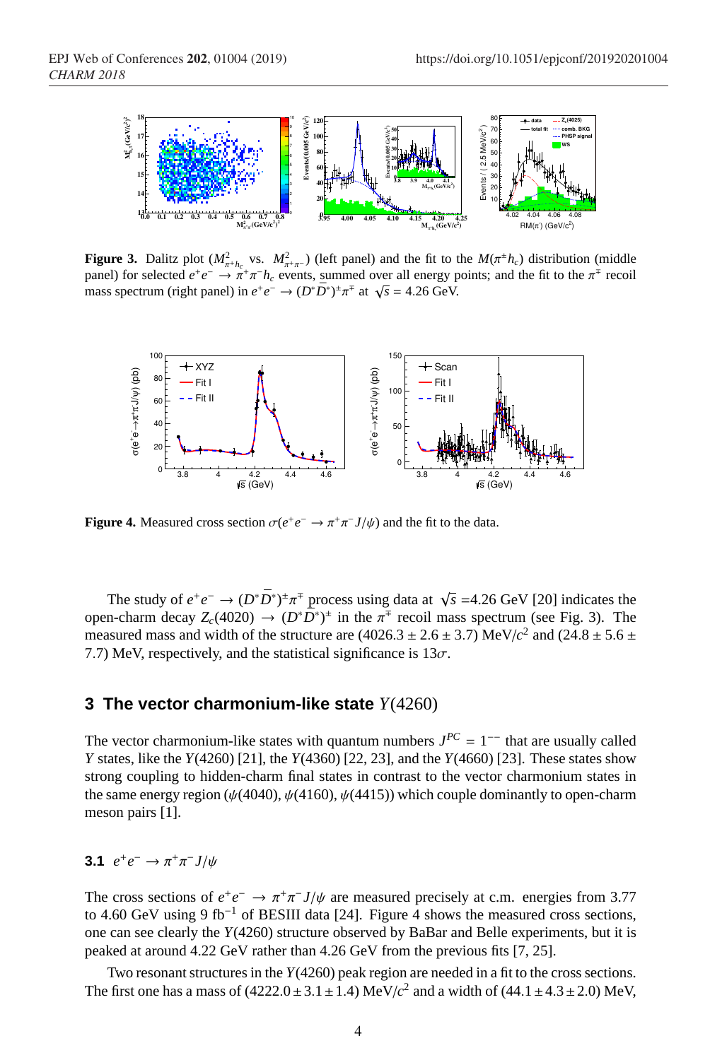**Figure 3.** Dalitz plot ($M^2_{\pi^+ h_c}$ vs. $M^2_{\pi^+\pi^-}$) (left panel) and the fit to the $M(\pi^\pm h_c)$ distribution (middle panel) for selected $e^+e^- \to \pi^+\pi^- h_c$ events, summed over all energy points; and the fit to the $\pi^\mp$ recoil mass spectrum (right panel) in $e^+e^- \to (D^*\bar{D}^*)^\pm\pi^\mp$ at $\sqrt{s} = 4.26$ GeV.

**Figure 4.** Measured cross section $\sigma(e^+e^- \to \pi^+\pi^- J/\psi)$ and the fit to the data.

The study of $e^+e^- \to (D^*\bar{D}^*)^\pm\pi^\mp$ process using data at $\sqrt{s}$ =4.26 GeV [20] indicates the open-charm decay $Z_c(4020) \to (D^*\bar{D}^*)^\pm$ in the $\pi^\mp$ recoil mass spectrum (see Fig. 3). The measured mass and width of the structure are $(4026.3 \pm 2.6 \pm 3.7)$ MeV/$c^2$ and $(24.8 \pm 5.6 \pm 7.7)$ MeV, respectively, and the statistical significance is $13\sigma$.

## 3 The vector charmonium-like state $Y(4260)$

The vector charmonium-like states with quantum numbers $J^{PC} = 1^{--}$ that are usually called $Y$ states, like the $Y(4260)$ [21], the $Y(4360)$ [22, 23], and the $Y(4660)$ [23]. These states show strong coupling to hidden-charm final states in contrast to the vector charmonium states in the same energy region ($\psi(4040)$, $\psi(4160)$, $\psi(4415)$) which couple dominantly to open-charm meson pairs [1].

### 3.1 $e^+e^- \to \pi^+\pi^- J/\psi$

The cross sections of $e^+e^- \to \pi^+\pi^- J/\psi$ are measured precisely at c.m. energies from 3.77 to 4.60 GeV using 9 fb$^{-1}$ of BESIII data [24]. Figure 4 shows the measured cross sections, one can see clearly the $Y(4260)$ structure observed by BaBar and Belle experiments, but it is peaked at around 4.22 GeV rather than 4.26 GeV from the previous fits [7, 25].

Two resonant structures in the $Y(4260)$ peak region are needed in a fit to the cross sections. The first one has a mass of $(4222.0 \pm 3.1 \pm 1.4)$ MeV/$c^2$ and a width of $(44.1 \pm 4.3 \pm 2.0)$ MeV,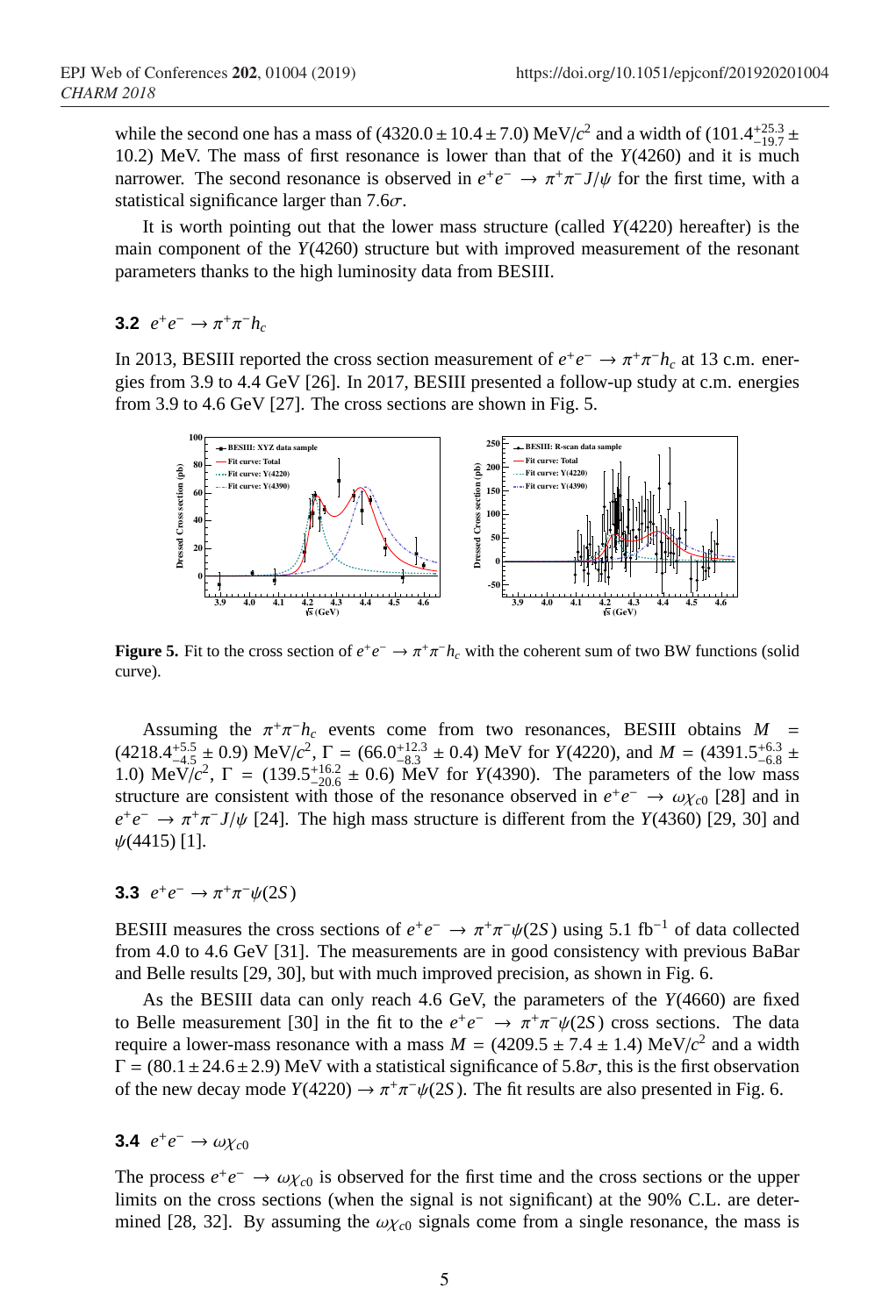while the second one has a mass of $(4320.0 \pm 10.4 \pm 7.0)$ MeV/$c^2$ and a width of $(101.4^{+25.3}_{-19.7} \pm 10.2)$ MeV. The mass of first resonance is lower than that of the $Y(4260)$ and it is much narrower. The second resonance is observed in $e^+e^- \to \pi^+\pi^- J/\psi$ for the first time, with a statistical significance larger than $7.6\sigma$.

It is worth pointing out that the lower mass structure (called $Y(4220)$ hereafter) is the main component of the $Y(4260)$ structure but with improved measurement of the resonant parameters thanks to the high luminosity data from BESIII.

### 3.2 $e^+e^- \to \pi^+\pi^- h_c$

In 2013, BESIII reported the cross section measurement of $e^+e^- \to \pi^+\pi^- h_c$ at 13 c.m. energies from 3.9 to 4.4 GeV [26]. In 2017, BESIII presented a follow-up study at c.m. energies from 3.9 to 4.6 GeV [27]. The cross sections are shown in Fig. 5.

**Figure 5.** Fit to the cross section of $e^+e^- \to \pi^+\pi^- h_c$ with the coherent sum of two BW functions (solid curve).

Assuming the $\pi^+\pi^- h_c$ events come from two resonances, BESIII obtains $M = (4218.4^{+5.5}_{-4.5} \pm 0.9)$ MeV/$c^2$, $\Gamma = (66.0^{+12.3}_{-8.3} \pm 0.4)$ MeV for $Y(4220)$, and $M = (4391.5^{+6.3}_{-6.8} \pm 1.0)$ MeV/$c^2$, $\Gamma = (139.5^{+16.2}_{-20.6} \pm 0.6)$ MeV for $Y(4390)$. The parameters of the low mass structure are consistent with those of the resonance observed in $e^+e^- \to \omega\chi_{c0}$ [28] and in $e^+e^- \to \pi^+\pi^- J/\psi$ [24]. The high mass structure is different from the $Y(4360)$ [29, 30] and $\psi(4415)$ [1].

### 3.3 $e^+e^- \to \pi^+\pi^-\psi(2S)$

BESIII measures the cross sections of $e^+e^- \to \pi^+\pi^-\psi(2S)$ using 5.1 fb$^{-1}$ of data collected from 4.0 to 4.6 GeV [31]. The measurements are in good consistency with previous BaBar and Belle results [29, 30], but with much improved precision, as shown in Fig. 6.

As the BESIII data can only reach 4.6 GeV, the parameters of the $Y(4660)$ are fixed to Belle measurement [30] in the fit to the $e^+e^- \to \pi^+\pi^-\psi(2S)$ cross sections. The data require a lower-mass resonance with a mass $M = (4209.5 \pm 7.4 \pm 1.4)$ MeV/$c^2$ and a width $\Gamma = (80.1 \pm 24.6 \pm 2.9)$ MeV with a statistical significance of $5.8\sigma$, this is the first observation of the new decay mode $Y(4220) \to \pi^+\pi^-\psi(2S)$. The fit results are also presented in Fig. 6.

### 3.4 $e^+e^- \to \omega\chi_{c0}$

The process $e^+e^- \to \omega\chi_{c0}$ is observed for the first time and the cross sections or the upper limits on the cross sections (when the signal is not significant) at the 90% C.L. are determined [28, 32]. By assuming the $\omega\chi_{c0}$ signals come from a single resonance, the mass is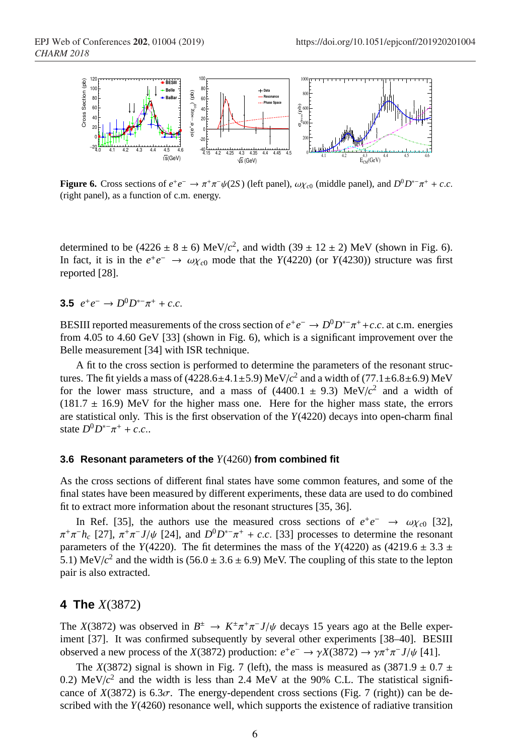**Figure 6.** Cross sections of $e^+e^- \to \pi^+\pi^-\psi(2S)$ (left panel), $\omega\chi_{c0}$ (middle panel), and $D^0D^{*-}\pi^+ + c.c.$ (right panel), as a function of c.m. energy.

determined to be $(4226 \pm 8 \pm 6)$ MeV/$c^2$, and width $(39 \pm 12 \pm 2)$ MeV (shown in Fig. 6). In fact, it is in the $e^+e^- \to \omega\chi_{c0}$ mode that the $Y(4220)$ (or $Y(4230)$) structure was first reported [28].

### 3.5 $e^+e^- \to D^0D^{*-}\pi^+ + c.c.$

BESIII reported measurements of the cross section of $e^+e^- \to D^0D^{*-}\pi^+ + c.c.$ at c.m. energies from 4.05 to 4.60 GeV [33] (shown in Fig. 6), which is a significant improvement over the Belle measurement [34] with ISR technique.

A fit to the cross section is performed to determine the parameters of the resonant structures. The fit yields a mass of $(4228.6 \pm 4.1 \pm 5.9)$ MeV/$c^2$ and a width of $(77.1 \pm 6.8 \pm 6.9)$ MeV for the lower mass structure, and a mass of $(4400.1 \pm 9.3)$ MeV/$c^2$ and a width of $(181.7 \pm 16.9)$ MeV for the higher mass one. Here for the higher mass state, the errors are statistical only. This is the first observation of the $Y(4220)$ decays into open-charm final state $D^0D^{*-}\pi^+ + c.c.$.

### 3.6 Resonant parameters of the $Y(4260)$ from combined fit

As the cross sections of different final states have some common features, and some of the final states have been measured by different experiments, these data are used to do combined fit to extract more information about the resonant structures [35, 36].

In Ref. [35], the authors use the measured cross sections of $e^+e^- \to \omega\chi_{c0}$ [32], $\pi^+\pi^-h_c$ [27], $\pi^+\pi^-J/\psi$ [24], and $D^0D^{*-}\pi^+ + c.c.$ [33] processes to determine the resonant parameters of the $Y(4220)$. The fit determines the mass of the $Y(4220)$ as $(4219.6 \pm 3.3 \pm 5.1)$ MeV/$c^2$ and the width is $(56.0 \pm 3.6 \pm 6.9)$ MeV. The coupling of this state to the lepton pair is also extracted.

## 4 The $X(3872)$

The $X(3872)$ was observed in $B^\pm \to K^\pm\pi^+\pi^-J/\psi$ decays 15 years ago at the Belle experiment [37]. It was confirmed subsequently by several other experiments [38–40]. BESIII observed a new process of the $X(3872)$ production: $e^+e^- \to \gamma X(3872) \to \gamma\pi^+\pi^-J/\psi$ [41].

The $X(3872)$ signal is shown in Fig. 7 (left), the mass is measured as $(3871.9 \pm 0.7 \pm 0.2)$ MeV/$c^2$ and the width is less than 2.4 MeV at the 90% C.L. The statistical significance of $X(3872)$ is $6.3\sigma$. The energy-dependent cross sections (Fig. 7 (right)) can be described with the $Y(4260)$ resonance well, which supports the existence of radiative transition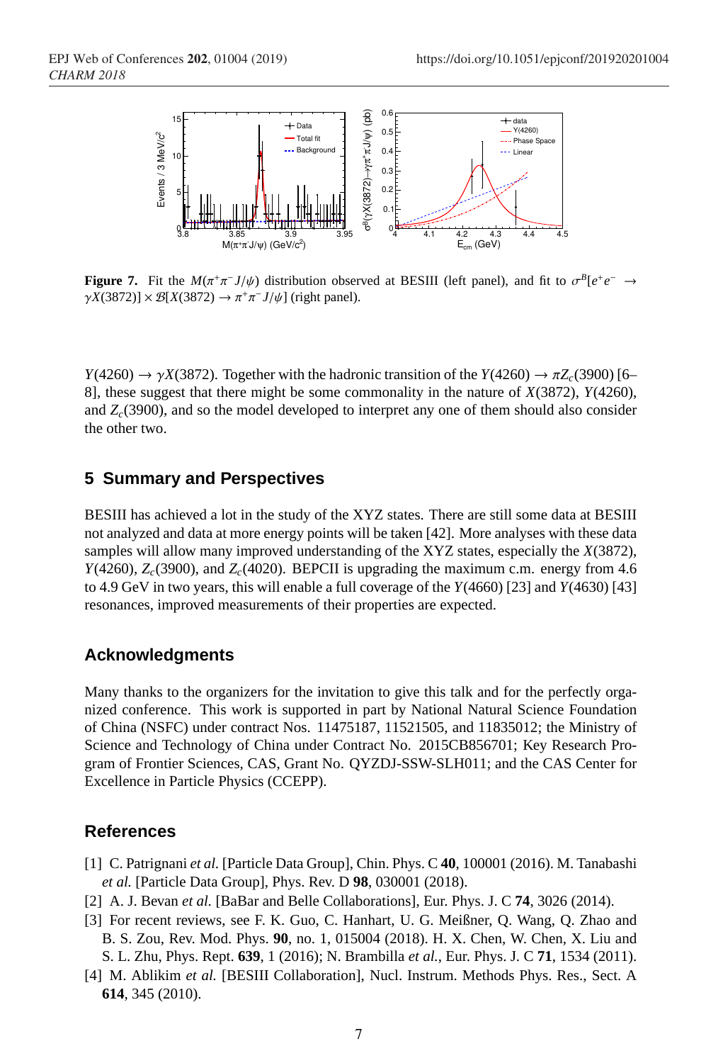**Figure 7.** Fit the $M(\pi^+\pi^- J/\psi)$ distribution observed at BESIII (left panel), and fit to $\sigma^B[e^+e^- \to \gamma X(3872)] \times \mathcal{B}[X(3872) \to \pi^+\pi^- J/\psi]$ (right panel).

$Y(4260) \to \gamma X(3872)$. Together with the hadronic transition of the $Y(4260) \to \pi Z_c(3900)$ [6–8], these suggest that there might be some commonality in the nature of $X(3872)$, $Y(4260)$, and $Z_c(3900)$, and so the model developed to interpret any one of them should also consider the other two.

## 5 Summary and Perspectives

BESIII has achieved a lot in the study of the XYZ states. There are still some data at BESIII not analyzed and data at more energy points will be taken [42]. More analyses with these data samples will allow many improved understanding of the XYZ states, especially the $X(3872)$, $Y(4260)$, $Z_c(3900)$, and $Z_c(4020)$. BEPCII is upgrading the maximum c.m. energy from 4.6 to 4.9 GeV in two years, this will enable a full coverage of the $Y(4660)$ [23] and $Y(4630)$ [43] resonances, improved measurements of their properties are expected.

## Acknowledgments

Many thanks to the organizers for the invitation to give this talk and for the perfectly organized conference. This work is supported in part by National Natural Science Foundation of China (NSFC) under contract Nos. 11475187, 11521505, and 11835012; the Ministry of Science and Technology of China under Contract No. 2015CB856701; Key Research Program of Frontier Sciences, CAS, Grant No. QYZDJ-SSW-SLH011; and the CAS Center for Excellence in Particle Physics (CCEPP).

## References

[1] C. Patrignani *et al.* [Particle Data Group], Chin. Phys. C **40**, 100001 (2016). M. Tanabashi *et al.* [Particle Data Group], Phys. Rev. D **98**, 030001 (2018).

[2] A. J. Bevan *et al.* [BaBar and Belle Collaborations], Eur. Phys. J. C **74**, 3026 (2014).

[3] For recent reviews, see F. K. Guo, C. Hanhart, U. G. Meißner, Q. Wang, Q. Zhao and B. S. Zou, Rev. Mod. Phys. **90**, no. 1, 015004 (2018). H. X. Chen, W. Chen, X. Liu and S. L. Zhu, Phys. Rept. **639**, 1 (2016); N. Brambilla *et al.*, Eur. Phys. J. C **71**, 1534 (2011).

[4] M. Ablikim *et al.* [BESIII Collaboration], Nucl. Instrum. Methods Phys. Res., Sect. A **614**, 345 (2010).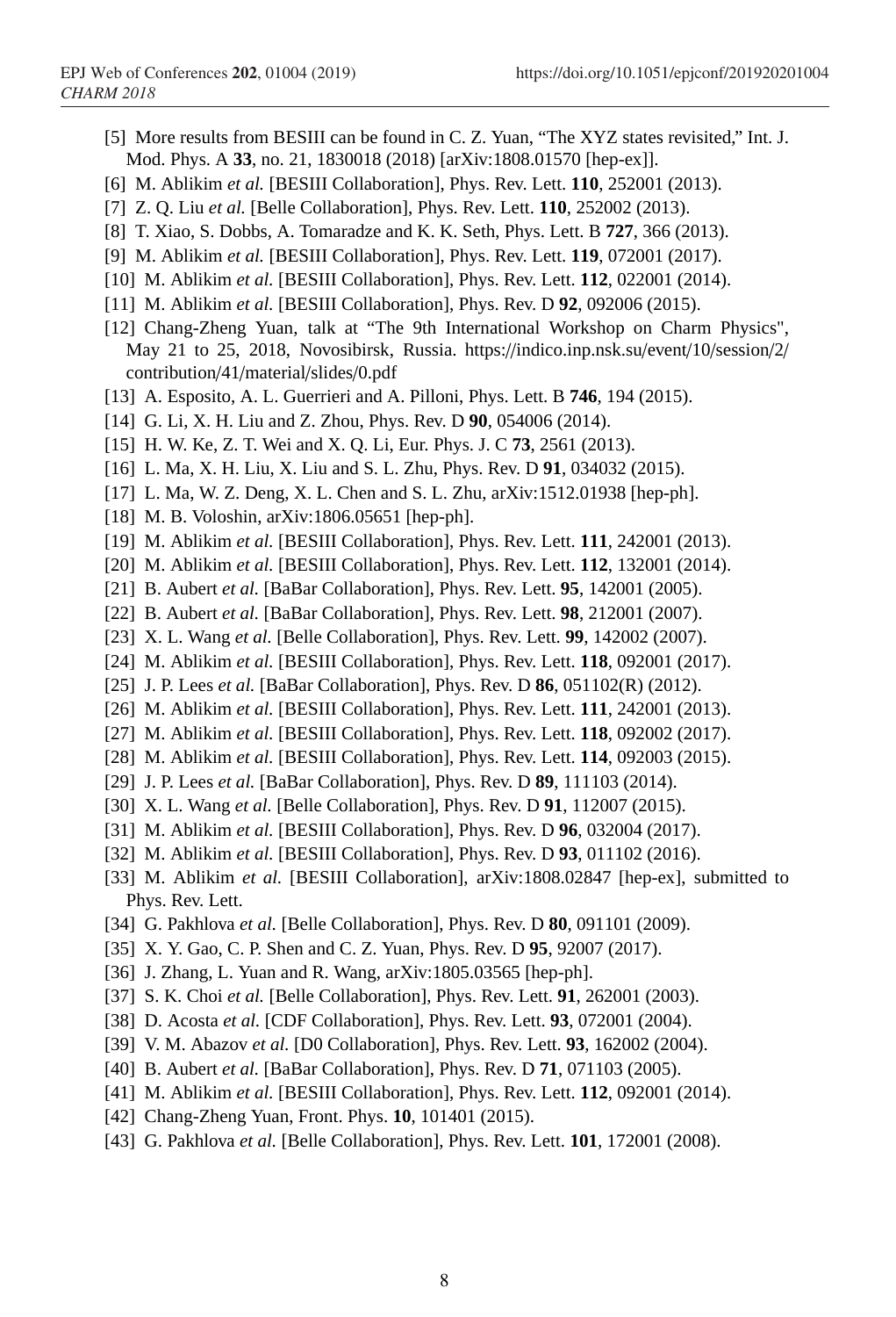[5] More results from BESIII can be found in C. Z. Yuan, “The XYZ states revisited,” Int. J. Mod. Phys. A **33**, no. 21, 1830018 (2018) [arXiv:1808.01570 [hep-ex]].

[6] M. Ablikim *et al.* [BESIII Collaboration], Phys. Rev. Lett. **110**, 252001 (2013).

[7] Z. Q. Liu *et al.* [Belle Collaboration], Phys. Rev. Lett. **110**, 252002 (2013).

[8] T. Xiao, S. Dobbs, A. Tomaradze and K. K. Seth, Phys. Lett. B **727**, 366 (2013).

[9] M. Ablikim *et al.* [BESIII Collaboration], Phys. Rev. Lett. **119**, 072001 (2017).

[10] M. Ablikim *et al.* [BESIII Collaboration], Phys. Rev. Lett. **112**, 022001 (2014).

[11] M. Ablikim *et al.* [BESIII Collaboration], Phys. Rev. D **92**, 092006 (2015).

[12] Chang-Zheng Yuan, talk at “The 9th International Workshop on Charm Physics", May 21 to 25, 2018, Novosibirsk, Russia. https://indico.inp.nsk.su/event/10/session/2/contribution/41/material/slides/0.pdf

[13] A. Esposito, A. L. Guerrieri and A. Pilloni, Phys. Lett. B **746**, 194 (2015).

[14] G. Li, X. H. Liu and Z. Zhou, Phys. Rev. D **90**, 054006 (2014).

[15] H. W. Ke, Z. T. Wei and X. Q. Li, Eur. Phys. J. C **73**, 2561 (2013).

[16] L. Ma, X. H. Liu, X. Liu and S. L. Zhu, Phys. Rev. D **91**, 034032 (2015).

[17] L. Ma, W. Z. Deng, X. L. Chen and S. L. Zhu, arXiv:1512.01938 [hep-ph].

[18] M. B. Voloshin, arXiv:1806.05651 [hep-ph].

[19] M. Ablikim *et al.* [BESIII Collaboration], Phys. Rev. Lett. **111**, 242001 (2013).

[20] M. Ablikim *et al.* [BESIII Collaboration], Phys. Rev. Lett. **112**, 132001 (2014).

[21] B. Aubert *et al.* [BaBar Collaboration], Phys. Rev. Lett. **95**, 142001 (2005).

[22] B. Aubert *et al.* [BaBar Collaboration], Phys. Rev. Lett. **98**, 212001 (2007).

[23] X. L. Wang *et al.* [Belle Collaboration], Phys. Rev. Lett. **99**, 142002 (2007).

[24] M. Ablikim *et al.* [BESIII Collaboration], Phys. Rev. Lett. **118**, 092001 (2017).

[25] J. P. Lees *et al.* [BaBar Collaboration], Phys. Rev. D **86**, 051102(R) (2012).

[26] M. Ablikim *et al.* [BESIII Collaboration], Phys. Rev. Lett. **111**, 242001 (2013).

[27] M. Ablikim *et al.* [BESIII Collaboration], Phys. Rev. Lett. **118**, 092002 (2017).

[28] M. Ablikim *et al.* [BESIII Collaboration], Phys. Rev. Lett. **114**, 092003 (2015).

[29] J. P. Lees *et al.* [BaBar Collaboration], Phys. Rev. D **89**, 111103 (2014).

[30] X. L. Wang *et al.* [Belle Collaboration], Phys. Rev. D **91**, 112007 (2015).

[31] M. Ablikim *et al.* [BESIII Collaboration], Phys. Rev. D **96**, 032004 (2017).

[32] M. Ablikim *et al.* [BESIII Collaboration], Phys. Rev. D **93**, 011102 (2016).

[33] M. Ablikim *et al.* [BESIII Collaboration], arXiv:1808.02847 [hep-ex], submitted to Phys. Rev. Lett.

[34] G. Pakhlova *et al.* [Belle Collaboration], Phys. Rev. D **80**, 091101 (2009).

[35] X. Y. Gao, C. P. Shen and C. Z. Yuan, Phys. Rev. D **95**, 92007 (2017).

[36] J. Zhang, L. Yuan and R. Wang, arXiv:1805.03565 [hep-ph].

[37] S. K. Choi *et al.* [Belle Collaboration], Phys. Rev. Lett. **91**, 262001 (2003).

[38] D. Acosta *et al.* [CDF Collaboration], Phys. Rev. Lett. **93**, 072001 (2004).

[39] V. M. Abazov *et al.* [D0 Collaboration], Phys. Rev. Lett. **93**, 162002 (2004).

[40] B. Aubert *et al.* [BaBar Collaboration], Phys. Rev. D **71**, 071103 (2005).

[41] M. Ablikim *et al.* [BESIII Collaboration], Phys. Rev. Lett. **112**, 092001 (2014).

[42] Chang-Zheng Yuan, Front. Phys. **10**, 101401 (2015).

[43] G. Pakhlova *et al.* [Belle Collaboration], Phys. Rev. Lett. **101**, 172001 (2008).